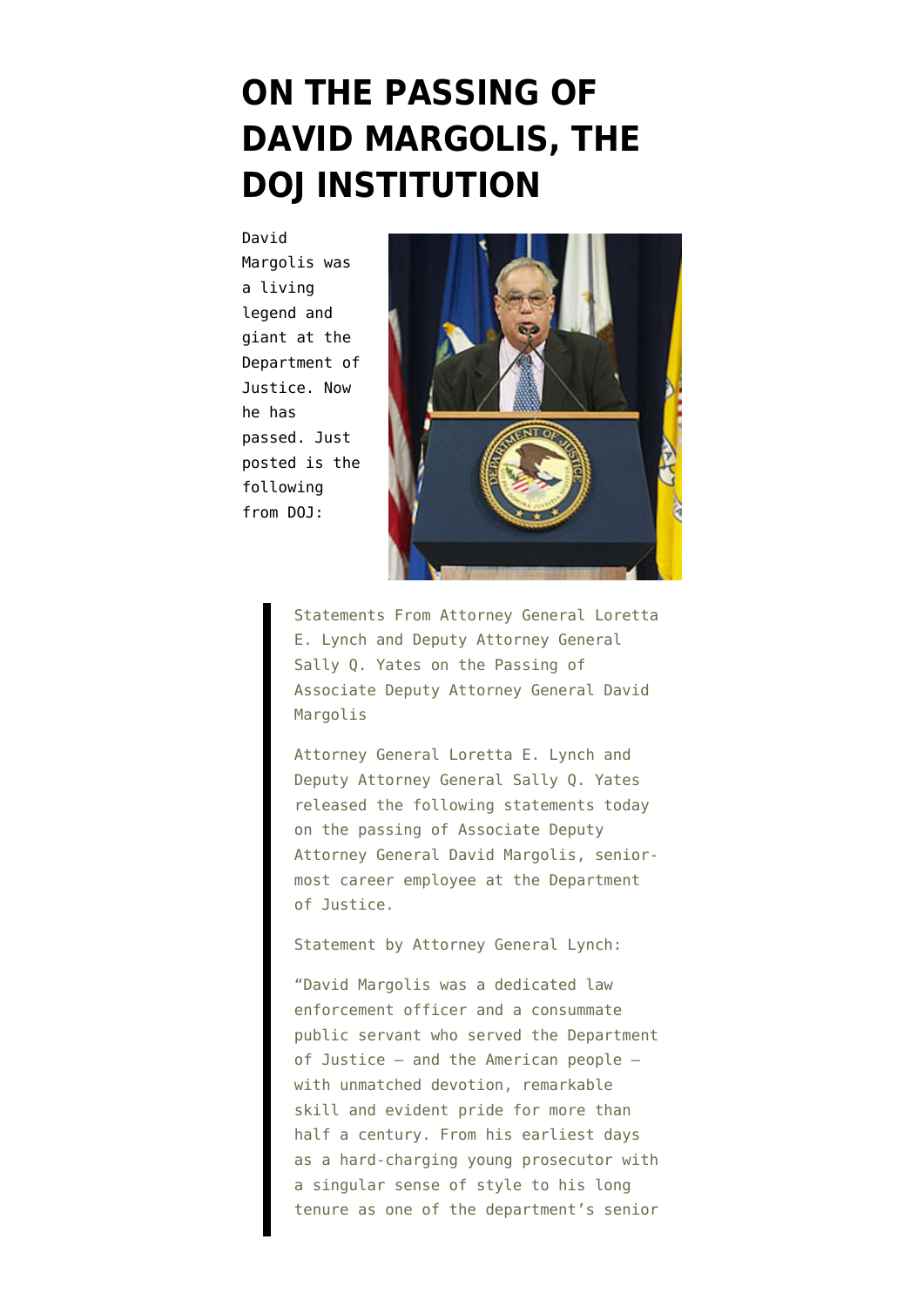# ON THE PASSING OF DAVID MARGOLIS, THE DOJ INSTITUTION

David Margolis was a living legend and giant at the Department of Justice. Now he has passed. Just posted is the following from DOJ:

> Statements From Attorney General Loretta E. Lynch and Deputy Attorney General Sally Q. Yates on the Passing of Associate Deputy Attorney General David Margolis
>
> Attorney General Loretta E. Lynch and Deputy Attorney General Sally Q. Yates released the following statements today on the passing of Associate Deputy Attorney General David Margolis, senior-most career employee at the Department of Justice.
>
> Statement by Attorney General Lynch:
>
> "David Margolis was a dedicated law enforcement officer and a consummate public servant who served the Department of Justice – and the American people – with unmatched devotion, remarkable skill and evident pride for more than half a century. From his earliest days as a hard-charging young prosecutor with a singular sense of style to his long tenure as one of the department's senior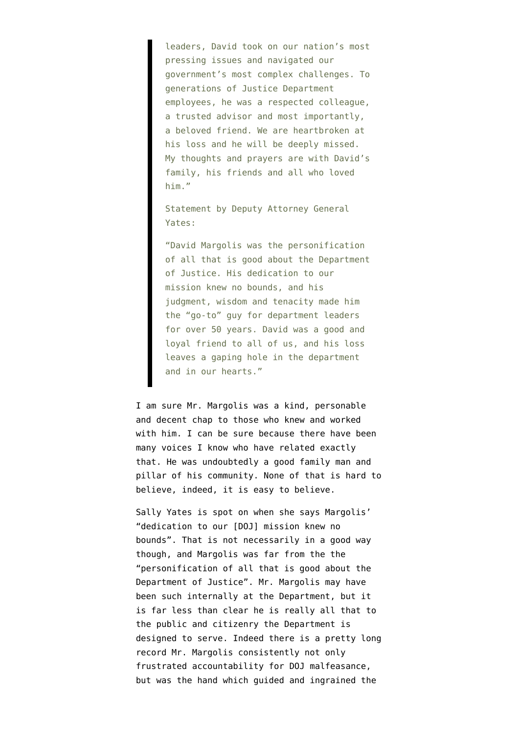> leaders, David took on our nation's most pressing issues and navigated our government's most complex challenges. To generations of Justice Department employees, he was a respected colleague, a trusted advisor and most importantly, a beloved friend. We are heartbroken at his loss and he will be deeply missed. My thoughts and prayers are with David's family, his friends and all who loved him."
>
> Statement by Deputy Attorney General Yates:
>
> "David Margolis was the personification of all that is good about the Department of Justice. His dedication to our mission knew no bounds, and his judgment, wisdom and tenacity made him the "go-to" guy for department leaders for over 50 years. David was a good and loyal friend to all of us, and his loss leaves a gaping hole in the department and in our hearts."

I am sure Mr. Margolis was a kind, personable and decent chap to those who knew and worked with him. I can be sure because there have been many voices I know who have related exactly that. He was undoubtedly a good family man and pillar of his community. None of that is hard to believe, indeed, it is easy to believe.

Sally Yates is spot on when she says Margolis' "dedication to our [DOJ] mission knew no bounds". That is not necessarily in a good way though, and Margolis was far from the the "personification of all that is good about the Department of Justice". Mr. Margolis may have been such internally at the Department, but it is far less than clear he is really all that to the public and citizenry the Department is designed to serve. Indeed there is a pretty long record Mr. Margolis consistently not only frustrated accountability for DOJ malfeasance, but was the hand which guided and ingrained the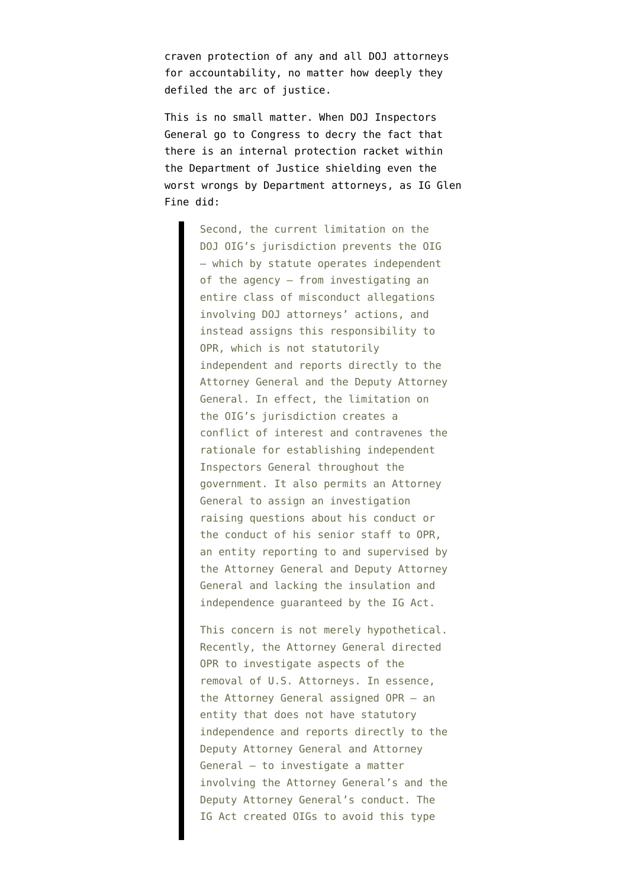craven protection of any and all DOJ attorneys for accountability, no matter how deeply they defiled the arc of justice.

This is no small matter. When DOJ Inspectors General go to Congress to decry the fact that there is an internal protection racket within the Department of Justice shielding even the worst wrongs by Department attorneys, as IG Glen Fine did:

> Second, the current limitation on the DOJ OIG's jurisdiction prevents the OIG – which by statute operates independent of the agency – from investigating an entire class of misconduct allegations involving DOJ attorneys' actions, and instead assigns this responsibility to OPR, which is not statutorily independent and reports directly to the Attorney General and the Deputy Attorney General. In effect, the limitation on the OIG's jurisdiction creates a conflict of interest and contravenes the rationale for establishing independent Inspectors General throughout the government. It also permits an Attorney General to assign an investigation raising questions about his conduct or the conduct of his senior staff to OPR, an entity reporting to and supervised by the Attorney General and Deputy Attorney General and lacking the insulation and independence guaranteed by the IG Act.
>
> This concern is not merely hypothetical. Recently, the Attorney General directed OPR to investigate aspects of the removal of U.S. Attorneys. In essence, the Attorney General assigned OPR – an entity that does not have statutory independence and reports directly to the Deputy Attorney General and Attorney General – to investigate a matter involving the Attorney General's and the Deputy Attorney General's conduct. The IG Act created OIGs to avoid this type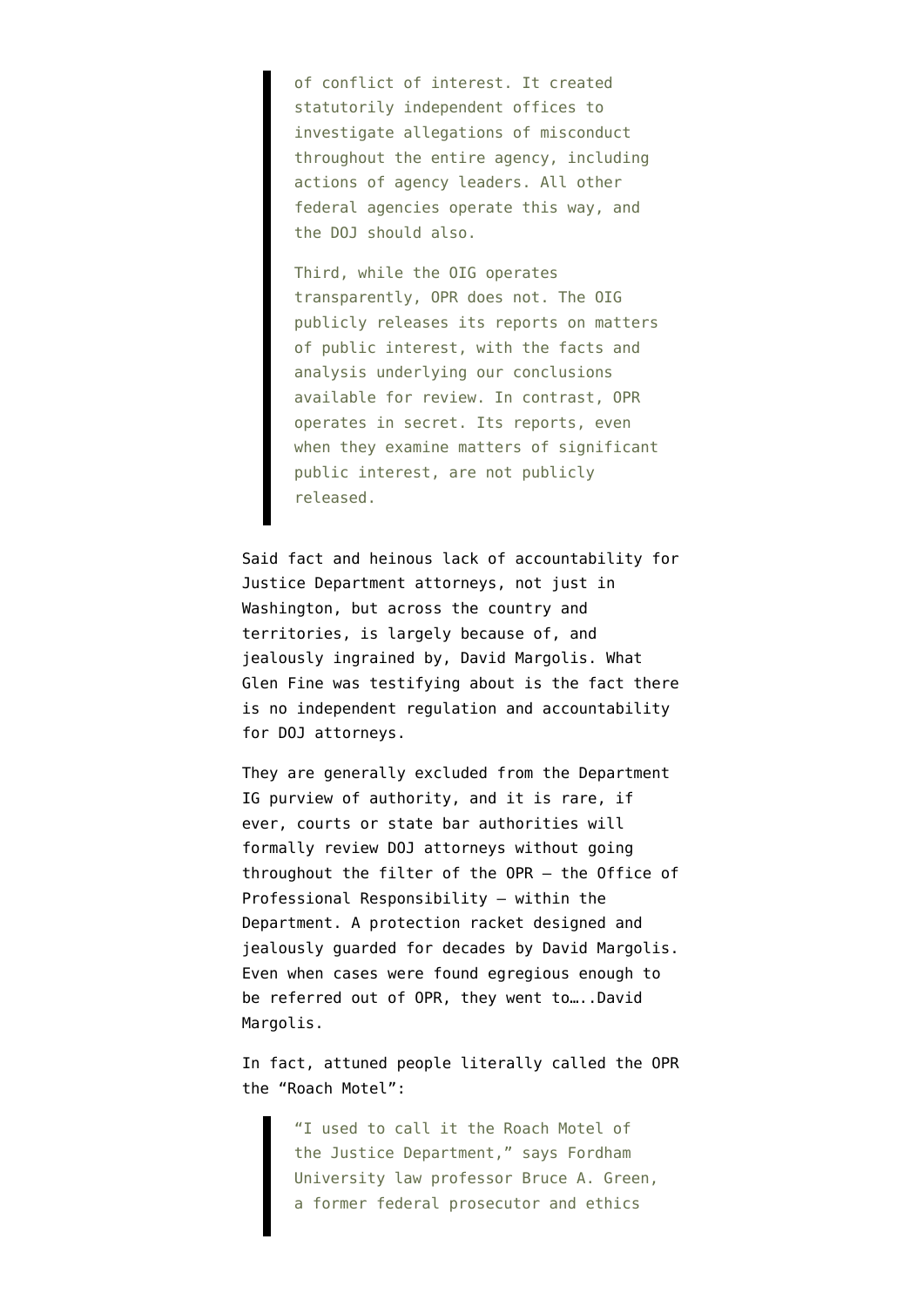> of conflict of interest. It created statutorily independent offices to investigate allegations of misconduct throughout the entire agency, including actions of agency leaders. All other federal agencies operate this way, and the DOJ should also.
>
> Third, while the OIG operates transparently, OPR does not. The OIG publicly releases its reports on matters of public interest, with the facts and analysis underlying our conclusions available for review. In contrast, OPR operates in secret. Its reports, even when they examine matters of significant public interest, are not publicly released.

Said fact and heinous lack of accountability for Justice Department attorneys, not just in Washington, but across the country and territories, is largely because of, and jealously ingrained by, David Margolis. What Glen Fine was testifying about is the fact there is no independent regulation and accountability for DOJ attorneys.

They are generally excluded from the Department IG purview of authority, and it is rare, if ever, courts or state bar authorities will formally review DOJ attorneys without going throughout the filter of the OPR – the Office of Professional Responsibility – within the Department. A protection racket designed and jealously guarded for decades by David Margolis. Even when cases were found egregious enough to be referred out of OPR, they went to…..David Margolis.

In fact, attuned people literally called the OPR the "Roach Motel":

> "I used to call it the Roach Motel of the Justice Department," says Fordham University law professor Bruce A. Green, a former federal prosecutor and ethics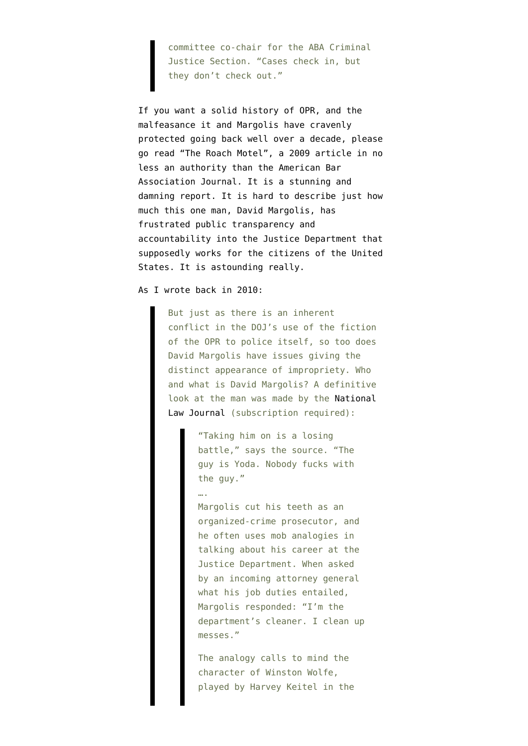> committee co-chair for the ABA Criminal Justice Section. "Cases check in, but they don't check out."

If you want a solid history of OPR, and the malfeasance it and Margolis have cravenly protected going back well over a decade, please go read "The Roach Motel", a 2009 article in no less an authority than the American Bar Association Journal. It is a stunning and damning report. It is hard to describe just how much this one man, David Margolis, has frustrated public transparency and accountability into the Justice Department that supposedly works for the citizens of the United States. It is astounding really.

As I wrote back in 2010:

> But just as there is an inherent conflict in the DOJ's use of the fiction of the OPR to police itself, so too does David Margolis have issues giving the distinct appearance of impropriety. Who and what is David Margolis? A definitive look at the man was made by the National Law Journal (subscription required):
>
> > "Taking him on is a losing battle," says the source. "The guy is Yoda. Nobody fucks with the guy."
> >
> > ….
> >
> > Margolis cut his teeth as an organized-crime prosecutor, and he often uses mob analogies in talking about his career at the Justice Department. When asked by an incoming attorney general what his job duties entailed, Margolis responded: "I'm the department's cleaner. I clean up messes."
> >
> > The analogy calls to mind the character of Winston Wolfe, played by Harvey Keitel in the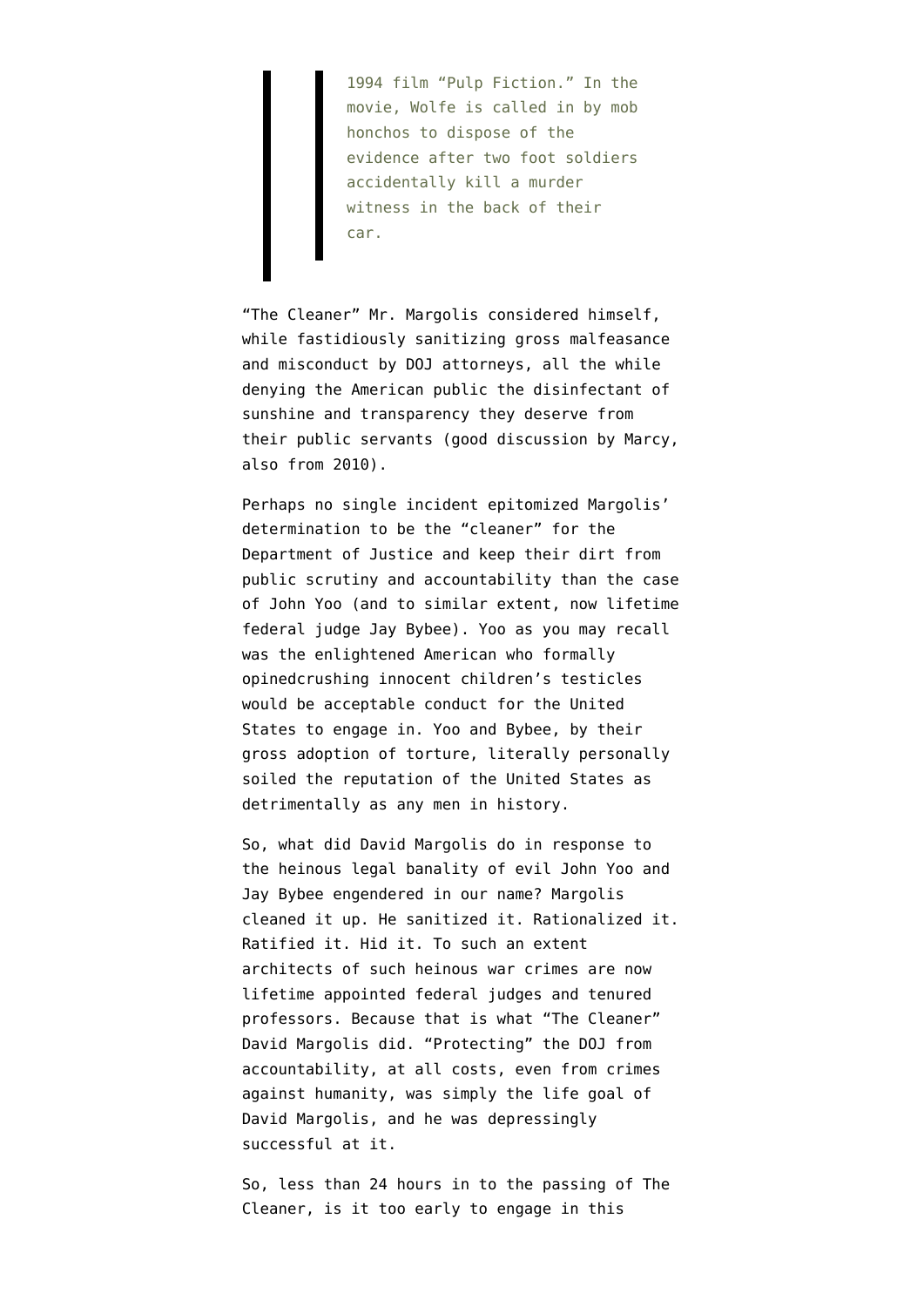> > 1994 film "Pulp Fiction." In the movie, Wolfe is called in by mob honchos to dispose of the evidence after two foot soldiers accidentally kill a murder witness in the back of their car.

"The Cleaner" Mr. Margolis considered himself, while fastidiously sanitizing gross malfeasance and misconduct by DOJ attorneys, all the while denying the American public the disinfectant of sunshine and transparency they deserve from their public servants (good discussion by Marcy, also from 2010).

Perhaps no single incident epitomized Margolis' determination to be the "cleaner" for the Department of Justice and keep their dirt from public scrutiny and accountability than the case of John Yoo (and to similar extent, now lifetime federal judge Jay Bybee). Yoo as you may recall was the enlightened American who formally opinedcrushing innocent children's testicles would be acceptable conduct for the United States to engage in. Yoo and Bybee, by their gross adoption of torture, literally personally soiled the reputation of the United States as detrimentally as any men in history.

So, what did David Margolis do in response to the heinous legal banality of evil John Yoo and Jay Bybee engendered in our name? Margolis cleaned it up. He sanitized it. Rationalized it. Ratified it. Hid it. To such an extent architects of such heinous war crimes are now lifetime appointed federal judges and tenured professors. Because that is what "The Cleaner" David Margolis did. "Protecting" the DOJ from accountability, at all costs, even from crimes against humanity, was simply the life goal of David Margolis, and he was depressingly successful at it.

So, less than 24 hours in to the passing of The Cleaner, is it too early to engage in this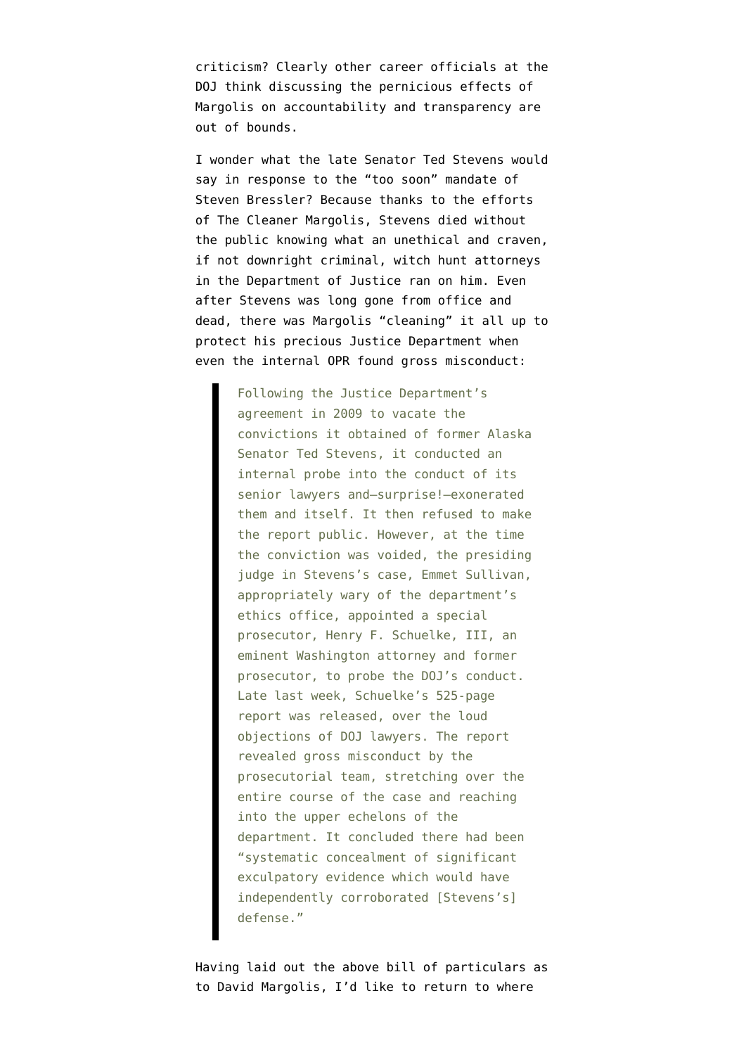criticism? Clearly other career officials at the DOJ think discussing the pernicious effects of Margolis on accountability and transparency are out of bounds.

I wonder what the late Senator Ted Stevens would say in response to the "too soon" mandate of Steven Bressler? Because thanks to the efforts of The Cleaner Margolis, Stevens died without the public knowing what an unethical and craven, if not downright criminal, witch hunt attorneys in the Department of Justice ran on him. Even after Stevens was long gone from office and dead, there was Margolis "cleaning" it all up to protect his precious Justice Department when even the internal OPR found gross misconduct:

> Following the Justice Department's agreement in 2009 to vacate the convictions it obtained of former Alaska Senator Ted Stevens, it conducted an internal probe into the conduct of its senior lawyers and—surprise!—exonerated them and itself. It then refused to make the report public. However, at the time the conviction was voided, the presiding judge in Stevens's case, Emmet Sullivan, appropriately wary of the department's ethics office, appointed a special prosecutor, Henry F. Schuelke, III, an eminent Washington attorney and former prosecutor, to probe the DOJ's conduct. Late last week, Schuelke's 525-page report was released, over the loud objections of DOJ lawyers. The report revealed gross misconduct by the prosecutorial team, stretching over the entire course of the case and reaching into the upper echelons of the department. It concluded there had been "systematic concealment of significant exculpatory evidence which would have independently corroborated [Stevens's] defense."

Having laid out the above bill of particulars as to David Margolis, I'd like to return to where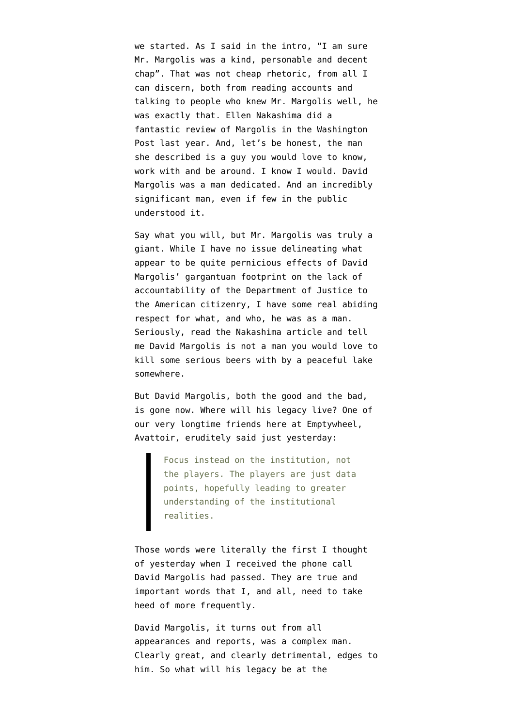we started. As I said in the intro, "I am sure Mr. Margolis was a kind, personable and decent chap". That was not cheap rhetoric, from all I can discern, both from reading accounts and talking to people who knew Mr. Margolis well, he was exactly that. Ellen Nakashima did a fantastic review of Margolis in the Washington Post last year. And, let's be honest, the man she described is a guy you would love to know, work with and be around. I know I would. David Margolis was a man dedicated. And an incredibly significant man, even if few in the public understood it.

Say what you will, but Mr. Margolis was truly a giant. While I have no issue delineating what appear to be quite pernicious effects of David Margolis' gargantuan footprint on the lack of accountability of the Department of Justice to the American citizenry, I have some real abiding respect for what, and who, he was as a man. Seriously, read the Nakashima article and tell me David Margolis is not a man you would love to kill some serious beers with by a peaceful lake somewhere.

But David Margolis, both the good and the bad, is gone now. Where will his legacy live? One of our very longtime friends here at Emptywheel, Avattoir, eruditely said just yesterday:

> Focus instead on the institution, not the players. The players are just data points, hopefully leading to greater understanding of the institutional realities.

Those words were literally the first I thought of yesterday when I received the phone call David Margolis had passed. They are true and important words that I, and all, need to take heed of more frequently.

David Margolis, it turns out from all appearances and reports, was a complex man. Clearly great, and clearly detrimental, edges to him. So what will his legacy be at the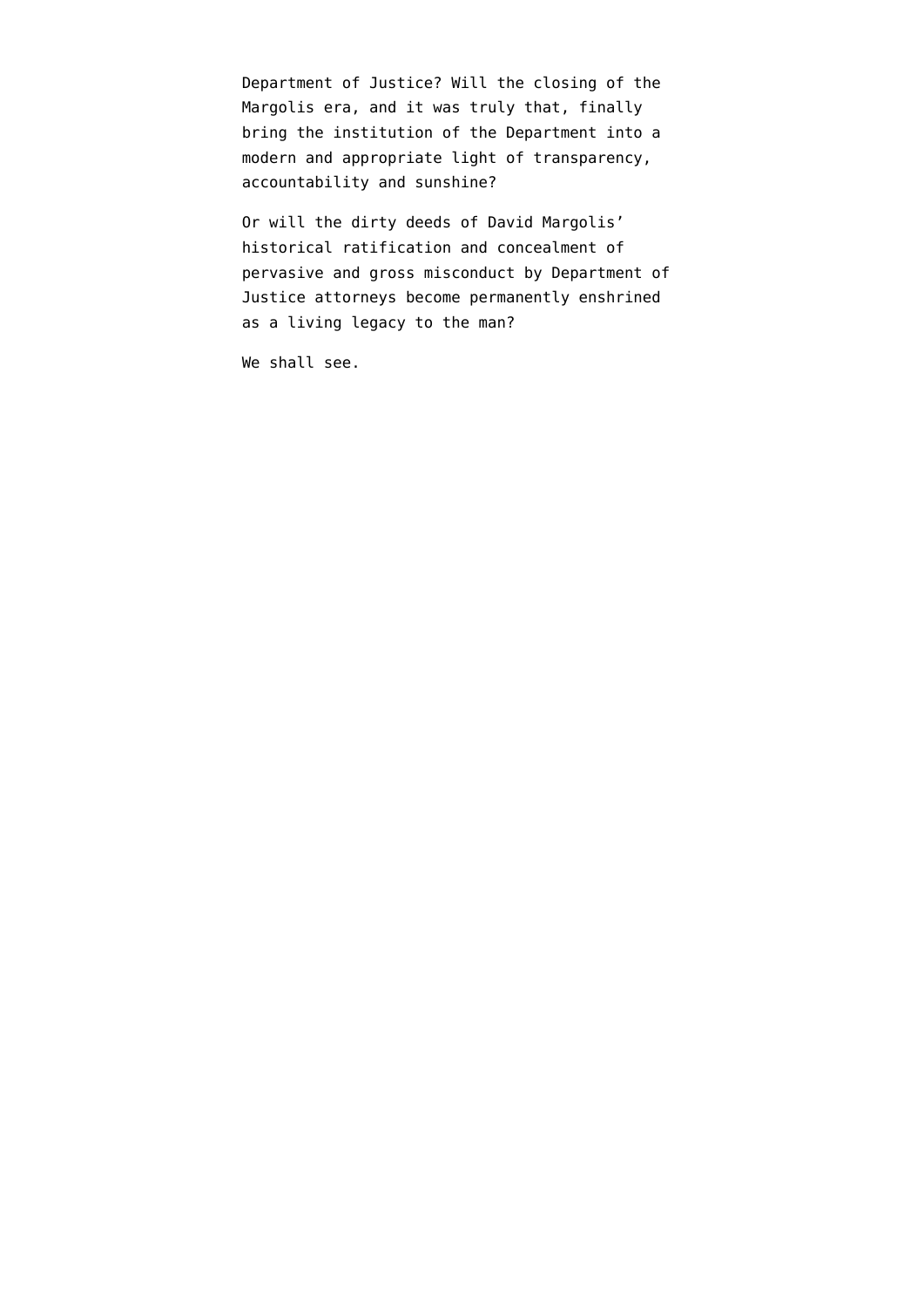Department of Justice? Will the closing of the Margolis era, and it was truly that, finally bring the institution of the Department into a modern and appropriate light of transparency, accountability and sunshine?

Or will the dirty deeds of David Margolis' historical ratification and concealment of pervasive and gross misconduct by Department of Justice attorneys become permanently enshrined as a living legacy to the man?

We shall see.